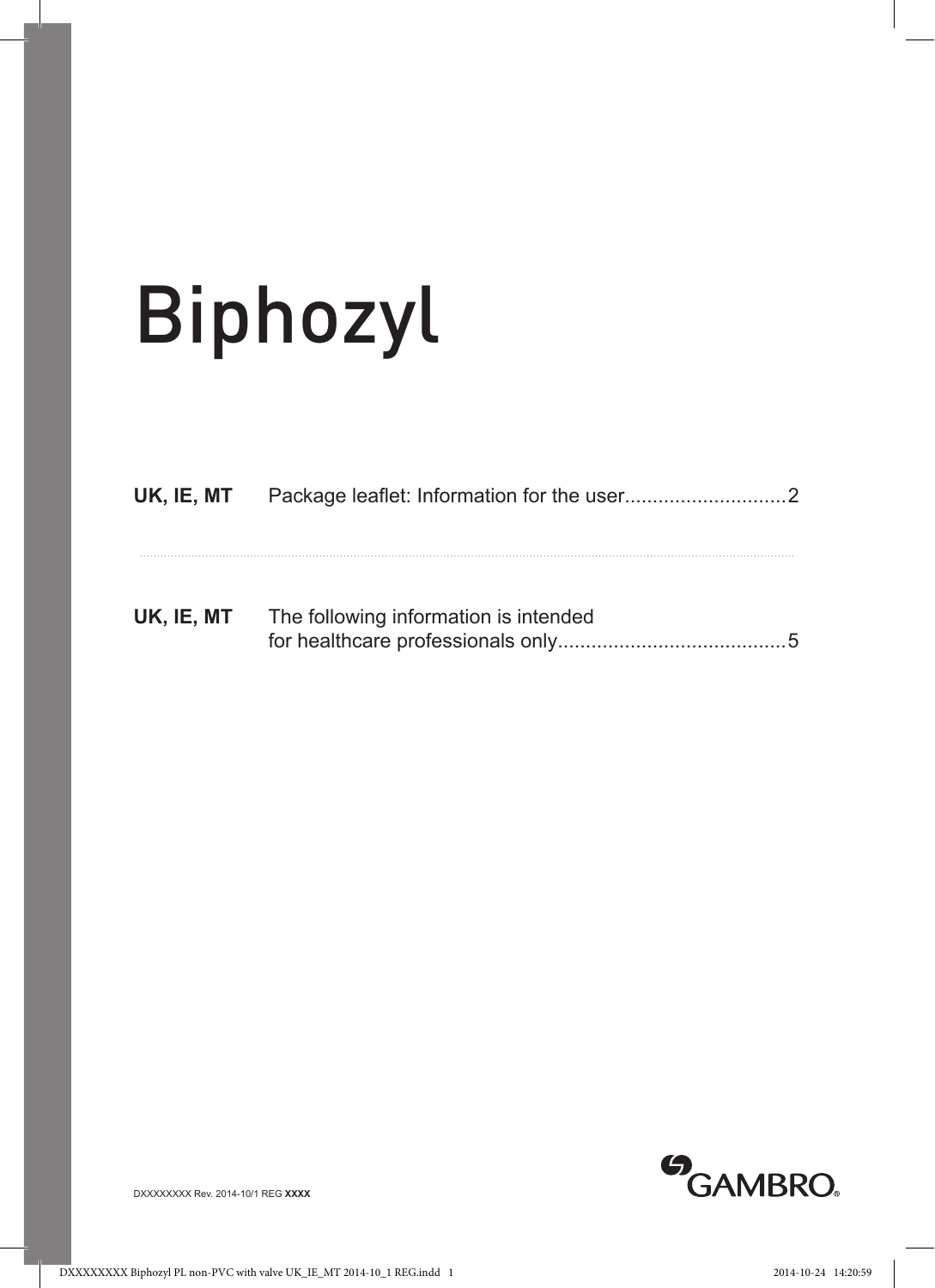# Biphozyl

| | | |
|---|---|---|
| **UK, IE, MT** | Package leaflet: Information for the user | 2 |
| **UK, IE, MT** | The following information is intended for healthcare professionals only | 5 |

DXXXXXXXX Rev. 2014-10/1 REG **XXXX**

GAMBRO®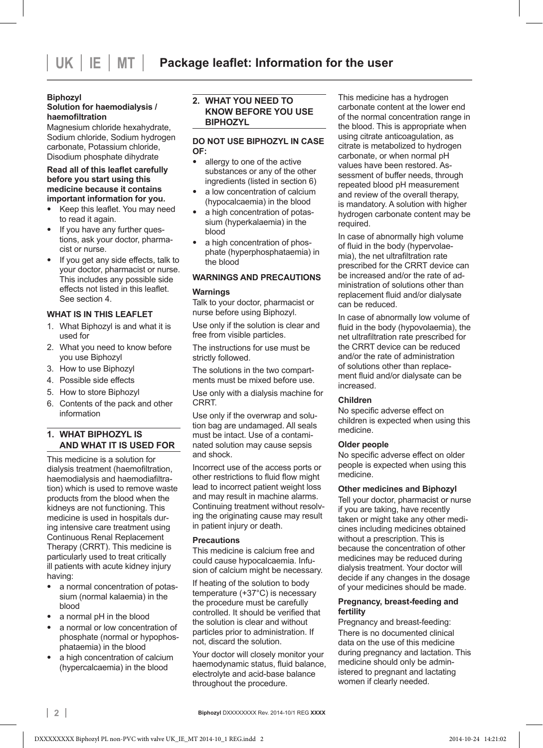# Package leaflet: Information for the user

**Biphozyl**
**Solution for haemodialysis / haemofiltration**
Magnesium chloride hexahydrate, Sodium chloride, Sodium hydrogen carbonate, Potassium chloride, Disodium phosphate dihydrate

**Read all of this leaflet carefully before you start using this medicine because it contains important information for you.**

- Keep this leaflet. You may need to read it again.
- If you have any further questions, ask your doctor, pharmacist or nurse.
- If you get any side effects, talk to your doctor, pharmacist or nurse. This includes any possible side effects not listed in this leaflet. See section 4.

**WHAT IS IN THIS LEAFLET**

1. What Biphozyl is and what it is used for
2. What you need to know before you use Biphozyl
3. How to use Biphozyl
4. Possible side effects
5. How to store Biphozyl
6. Contents of the pack and other information

## 1. WHAT BIPHOZYL IS AND WHAT IT IS USED FOR

This medicine is a solution for dialysis treatment (haemofiltration, haemodialysis and haemodiafiltration) which is used to remove waste products from the blood when the kidneys are not functioning. This medicine is used in hospitals during intensive care treatment using Continuous Renal Replacement Therapy (CRRT). This medicine is particularly used to treat critically ill patients with acute kidney injury having:

- a normal concentration of potassium (normal kalaemia) in the blood
- a normal pH in the blood
- a normal or low concentration of phosphate (normal or hypophosphataemia) in the blood
- a high concentration of calcium (hypercalcaemia) in the blood

## 2. WHAT YOU NEED TO KNOW BEFORE YOU USE BIPHOZYL

**DO NOT USE BIPHOZYL IN CASE OF:**

- allergy to one of the active substances or any of the other ingredients (listed in section 6)
- a low concentration of calcium (hypocalcaemia) in the blood
- a high concentration of potassium (hyperkalaemia) in the blood
- a high concentration of phosphate (hyperphosphataemia) in the blood

**WARNINGS AND PRECAUTIONS**

**Warnings**
Talk to your doctor, pharmacist or nurse before using Biphozyl.

Use only if the solution is clear and free from visible particles.

The instructions for use must be strictly followed.

The solutions in the two compartments must be mixed before use.

Use only with a dialysis machine for CRRT.

Use only if the overwrap and solution bag are undamaged. All seals must be intact. Use of a contaminated solution may cause sepsis and shock.

Incorrect use of the access ports or other restrictions to fluid flow might lead to incorrect patient weight loss and may result in machine alarms. Continuing treatment without resolving the originating cause may result in patient injury or death.

**Precautions**
This medicine is calcium free and could cause hypocalcaemia. Infusion of calcium might be necessary.

If heating of the solution to body temperature (+37°C) is necessary the procedure must be carefully controlled. It should be verified that the solution is clear and without particles prior to administration. If not, discard the solution.

Your doctor will closely monitor your haemodynamic status, fluid balance, electrolyte and acid-base balance throughout the procedure.

This medicine has a hydrogen carbonate content at the lower end of the normal concentration range in the blood. This is appropriate when using citrate anticoagulation, as citrate is metabolized to hydrogen carbonate, or when normal pH values have been restored. Assessment of buffer needs, through repeated blood pH measurement and review of the overall therapy, is mandatory. A solution with higher hydrogen carbonate content may be required.

In case of abnormally high volume of fluid in the body (hypervolaemia), the net ultrafiltration rate prescribed for the CRRT device can be increased and/or the rate of administration of solutions other than replacement fluid and/or dialysate can be reduced.

In case of abnormally low volume of fluid in the body (hypovolaemia), the net ultrafiltration rate prescribed for the CRRT device can be reduced and/or the rate of administration of solutions other than replacement fluid and/or dialysate can be increased.

**Children**
No specific adverse effect on children is expected when using this medicine.

**Older people**
No specific adverse effect on older people is expected when using this medicine.

**Other medicines and Biphozyl**
Tell your doctor, pharmacist or nurse if you are taking, have recently taken or might take any other medicines including medicines obtained without a prescription. This is because the concentration of other medicines may be reduced during dialysis treatment. Your doctor will decide if any changes in the dosage of your medicines should be made.

**Pregnancy, breast-feeding and fertility**
Pregnancy and breast-feeding:
There is no documented clinical data on the use of this medicine during pregnancy and lactation. This medicine should only be administered to pregnant and lactating women if clearly needed.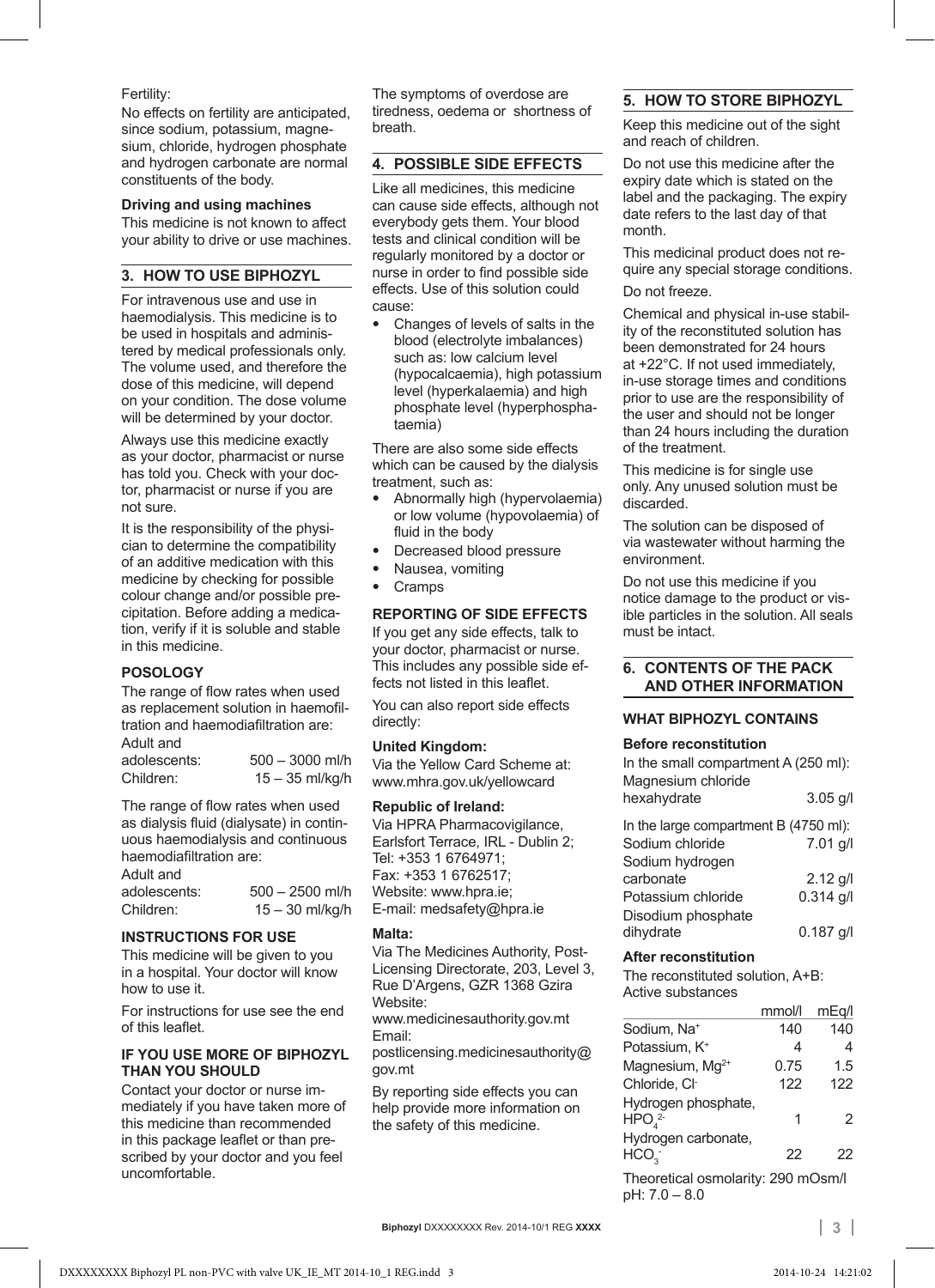Fertility:

No effects on fertility are anticipated, since sodium, potassium, magnesium, chloride, hydrogen phosphate and hydrogen carbonate are normal constituents of the body.

**Driving and using machines**

This medicine is not known to affect your ability to drive or use machines.

## 3. HOW TO USE BIPHOZYL

For intravenous use and use in haemodialysis. This medicine is to be used in hospitals and administered by medical professionals only. The volume used, and therefore the dose of this medicine, will depend on your condition. The dose volume will be determined by your doctor.

Always use this medicine exactly as your doctor, pharmacist or nurse has told you. Check with your doctor, pharmacist or nurse if you are not sure.

It is the responsibility of the physician to determine the compatibility of an additive medication with this medicine by checking for possible colour change and/or possible precipitation. Before adding a medication, verify if it is soluble and stable in this medicine.

### POSOLOGY

The range of flow rates when used as replacement solution in haemofiltration and haemodiafiltration are:

| | |
|---|---|
| Adult and adolescents: | 500 – 3000 ml/h |
| Children: | 15 – 35 ml/kg/h |

The range of flow rates when used as dialysis fluid (dialysate) in continuous haemodialysis and continuous haemodiafiltration are:

| | |
|---|---|
| Adult and adolescents: | 500 – 2500 ml/h |
| Children: | 15 – 30 ml/kg/h |

### INSTRUCTIONS FOR USE

This medicine will be given to you in a hospital. Your doctor will know how to use it.

For instructions for use see the end of this leaflet.

### IF YOU USE MORE OF BIPHOZYL THAN YOU SHOULD

Contact your doctor or nurse immediately if you have taken more of this medicine than recommended in this package leaflet or than prescribed by your doctor and you feel uncomfortable.

The symptoms of overdose are tiredness, oedema or shortness of breath.

## 4. POSSIBLE SIDE EFFECTS

Like all medicines, this medicine can cause side effects, although not everybody gets them. Your blood tests and clinical condition will be regularly monitored by a doctor or nurse in order to find possible side effects. Use of this solution could cause:

- Changes of levels of salts in the blood (electrolyte imbalances) such as: low calcium level (hypocalcaemia), high potassium level (hyperkalaemia) and high phosphate level (hyperphosphataemia)

There are also some side effects which can be caused by the dialysis treatment, such as:

- Abnormally high (hypervolaemia) or low volume (hypovolaemia) of fluid in the body
- Decreased blood pressure
- Nausea, vomiting
- Cramps

### REPORTING OF SIDE EFFECTS

If you get any side effects, talk to your doctor, pharmacist or nurse. This includes any possible side effects not listed in this leaflet.

You can also report side effects directly:

**United Kingdom:**
Via the Yellow Card Scheme at: www.mhra.gov.uk/yellowcard

**Republic of Ireland:**
Via HPRA Pharmacovigilance, Earlsfort Terrace, IRL - Dublin 2; Tel: +353 1 6764971; Fax: +353 1 6762517; Website: www.hpra.ie; E-mail: medsafety@hpra.ie

**Malta:**
Via The Medicines Authority, Post-Licensing Directorate, 203, Level 3, Rue D'Argens, GZR 1368 Gzira Website: www.medicinesauthority.gov.mt Email: postlicensing.medicinesauthority@gov.mt

By reporting side effects you can help provide more information on the safety of this medicine.

## 5. HOW TO STORE BIPHOZYL

Keep this medicine out of the sight and reach of children.

Do not use this medicine after the expiry date which is stated on the label and the packaging. The expiry date refers to the last day of that month.

This medicinal product does not require any special storage conditions.

Do not freeze.

Chemical and physical in-use stability of the reconstituted solution has been demonstrated for 24 hours at +22°C. If not used immediately, in-use storage times and conditions prior to use are the responsibility of the user and should not be longer than 24 hours including the duration of the treatment.

This medicine is for single use only. Any unused solution must be discarded.

The solution can be disposed of via wastewater without harming the environment.

Do not use this medicine if you notice damage to the product or visible particles in the solution. All seals must be intact.

## 6. CONTENTS OF THE PACK AND OTHER INFORMATION

### WHAT BIPHOZYL CONTAINS

**Before reconstitution**

In the small compartment A (250 ml):

| | |
|---|---|
| Magnesium chloride hexahydrate | 3.05 g/l |

In the large compartment B (4750 ml):

| | |
|---|---|
| Sodium chloride | 7.01 g/l |
| Sodium hydrogen carbonate | 2.12 g/l |
| Potassium chloride | 0.314 g/l |
| Disodium phosphate dihydrate | 0.187 g/l |

**After reconstitution**

The reconstituted solution, A+B:
Active substances

| | mmol/l | mEq/l |
|---|---|---|
| Sodium, $Na^+$ | 140 | 140 |
| Potassium, $K^+$ | 4 | 4 |
| Magnesium, $Mg^{2+}$ | 0.75 | 1.5 |
| Chloride, $Cl^-$ | 122 | 122 |
| Hydrogen phosphate, $HPO_4^{2-}$ | 1 | 2 |
| Hydrogen carbonate, $HCO_3^-$ | 22 | 22 |

Theoretical osmolarity: 290 mOsm/l
pH: 7.0 – 8.0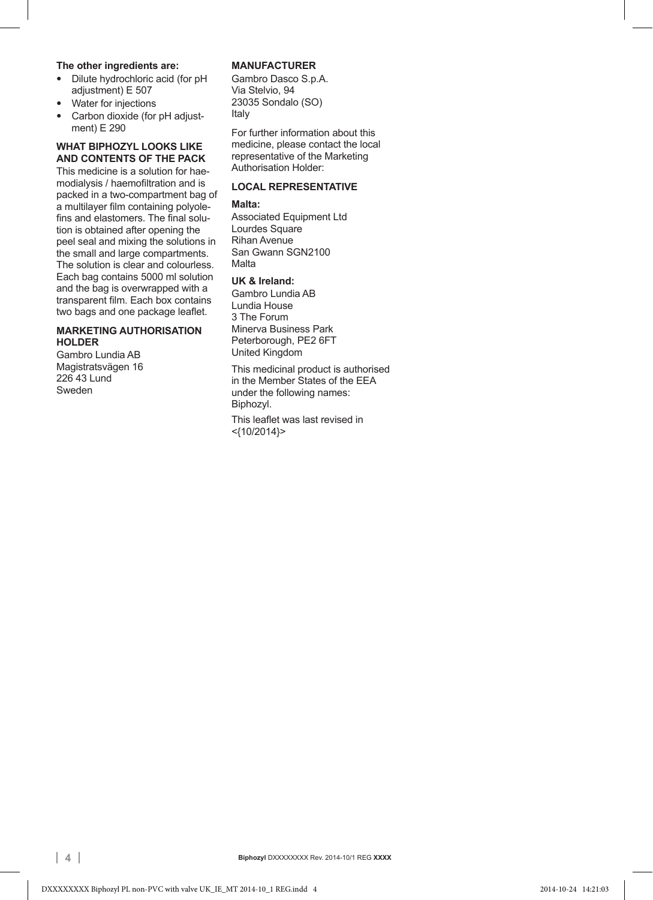**The other ingredients are:**

- Dilute hydrochloric acid (for pH adjustment) E 507
- Water for injections
- Carbon dioxide (for pH adjustment) E 290

**WHAT BIPHOZYL LOOKS LIKE AND CONTENTS OF THE PACK**

This medicine is a solution for haemodialysis / haemofiltration and is packed in a two-compartment bag of a multilayer film containing polyolefins and elastomers. The final solution is obtained after opening the peel seal and mixing the solutions in the small and large compartments. The solution is clear and colourless. Each bag contains 5000 ml solution and the bag is overwrapped with a transparent film. Each box contains two bags and one package leaflet.

**MARKETING AUTHORISATION HOLDER**

Gambro Lundia AB
Magistratsvägen 16
226 43 Lund
Sweden

**MANUFACTURER**

Gambro Dasco S.p.A.
Via Stelvio, 94
23035 Sondalo (SO)
Italy

For further information about this medicine, please contact the local representative of the Marketing Authorisation Holder:

**LOCAL REPRESENTATIVE**

**Malta:**

Associated Equipment Ltd
Lourdes Square
Rihan Avenue
San Gwann SGN2100
Malta

**UK & Ireland:**

Gambro Lundia AB
Lundia House
3 The Forum
Minerva Business Park
Peterborough, PE2 6FT
United Kingdom

This medicinal product is authorised in the Member States of the EEA under the following names: Biphozyl.

This leaflet was last revised in <{10/2014}>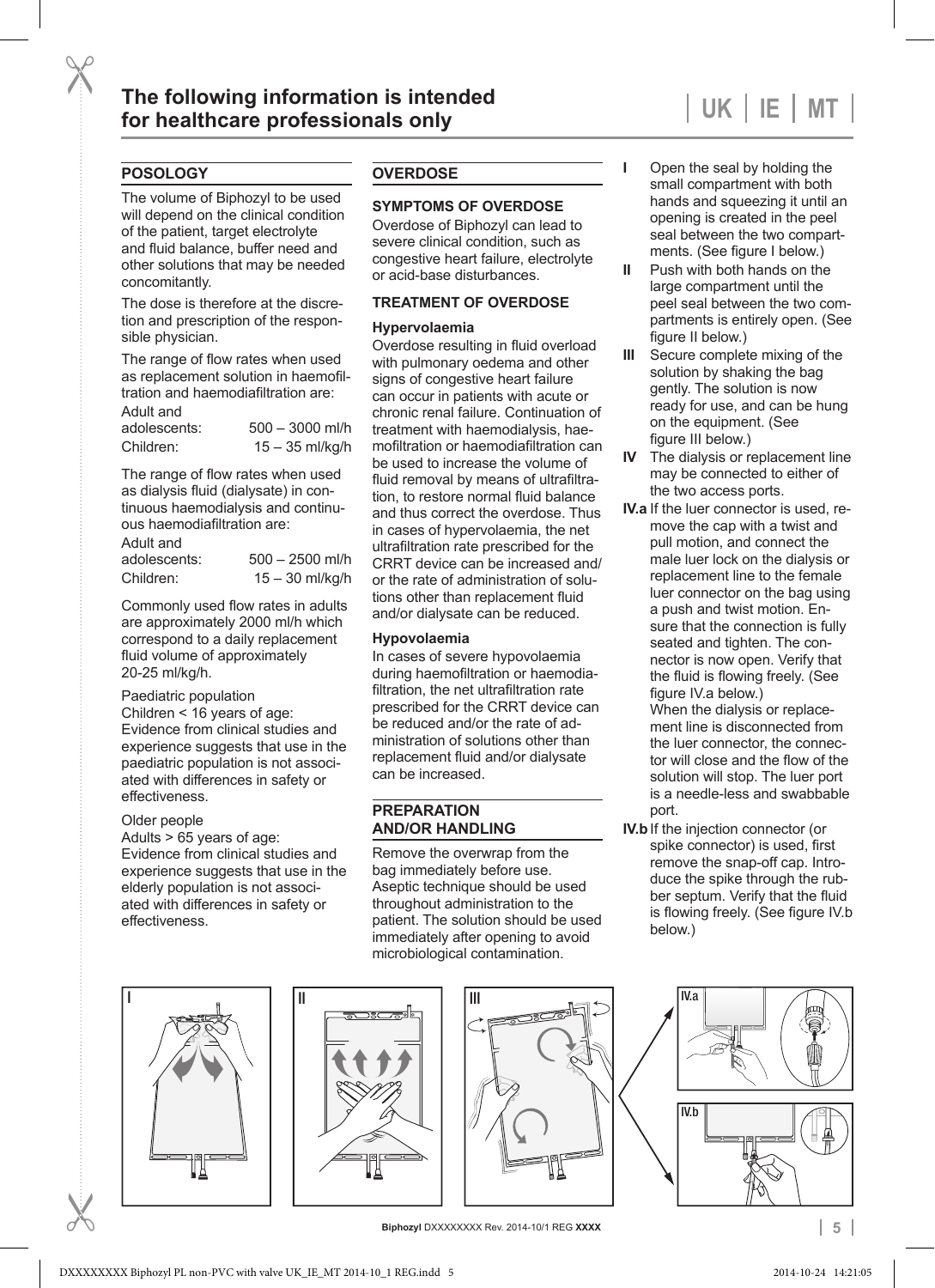## The following information is intended for healthcare professionals only

UK | IE | MT

### POSOLOGY

The volume of Biphozyl to be used will depend on the clinical condition of the patient, target electrolyte and fluid balance, buffer need and other solutions that may be needed concomitantly.

The dose is therefore at the discretion and prescription of the responsible physician.

The range of flow rates when used as replacement solution in haemofiltration and haemodiafiltration are:

| | |
|---|---|
| Adult and adolescents: | 500 – 3000 ml/h |
| Children: | 15 – 35 ml/kg/h |

The range of flow rates when used as dialysis fluid (dialysate) in continuous haemodialysis and continuous haemodiafiltration are:

| | |
|---|---|
| Adult and adolescents: | 500 – 2500 ml/h |
| Children: | 15 – 30 ml/kg/h |

Commonly used flow rates in adults are approximately 2000 ml/h which correspond to a daily replacement fluid volume of approximately 20-25 ml/kg/h.

Paediatric population
Children < 16 years of age:
Evidence from clinical studies and experience suggests that use in the paediatric population is not associated with differences in safety or effectiveness.

Older people
Adults > 65 years of age:
Evidence from clinical studies and experience suggests that use in the elderly population is not associated with differences in safety or effectiveness.

### OVERDOSE

#### SYMPTOMS OF OVERDOSE

Overdose of Biphozyl can lead to severe clinical condition, such as congestive heart failure, electrolyte or acid-base disturbances.

#### TREATMENT OF OVERDOSE

**Hypervolaemia**

Overdose resulting in fluid overload with pulmonary oedema and other signs of congestive heart failure can occur in patients with acute or chronic renal failure. Continuation of treatment with haemodialysis, haemofiltration or haemodiafiltration can be used to increase the volume of fluid removal by means of ultrafiltration, to restore normal fluid balance and thus correct the overdose. Thus in cases of hypervolaemia, the net ultrafiltration rate prescribed for the CRRT device can be increased and/or the rate of administration of solutions other than replacement fluid and/or dialysate can be reduced.

**Hypovolaemia**

In cases of severe hypovolaemia during haemofiltration or haemodiafiltration, the net ultrafiltration rate prescribed for the CRRT device can be reduced and/or the rate of administration of solutions other than replacement fluid and/or dialysate can be increased.

### PREPARATION AND/OR HANDLING

Remove the overwrap from the bag immediately before use. Aseptic technique should be used throughout administration to the patient. The solution should be used immediately after opening to avoid microbiological contamination.

**I** Open the seal by holding the small compartment with both hands and squeezing it until an opening is created in the peel seal between the two compartments. (See figure I below.)

**II** Push with both hands on the large compartment until the peel seal between the two compartments is entirely open. (See figure II below.)

**III** Secure complete mixing of the solution by shaking the bag gently. The solution is now ready for use, and can be hung on the equipment. (See figure III below.)

**IV** The dialysis or replacement line may be connected to either of the two access ports.

**IV.a** If the luer connector is used, remove the cap with a twist and pull motion, and connect the male luer lock on the dialysis or replacement line to the female luer connector on the bag using a push and twist motion. Ensure that the connection is fully seated and tighten. The connector is now open. Verify that the fluid is flowing freely. (See figure IV.a below.)
When the dialysis or replacement line is disconnected from the luer connector, the connector will close and the flow of the solution will stop. The luer port is a needle-less and swabbable port.

**IV.b** If the injection connector (or spike connector) is used, first remove the snap-off cap. Introduce the spike through the rubber septum. Verify that the fluid is flowing freely. (See figure IV.b below.)

I II III IV.a IV.b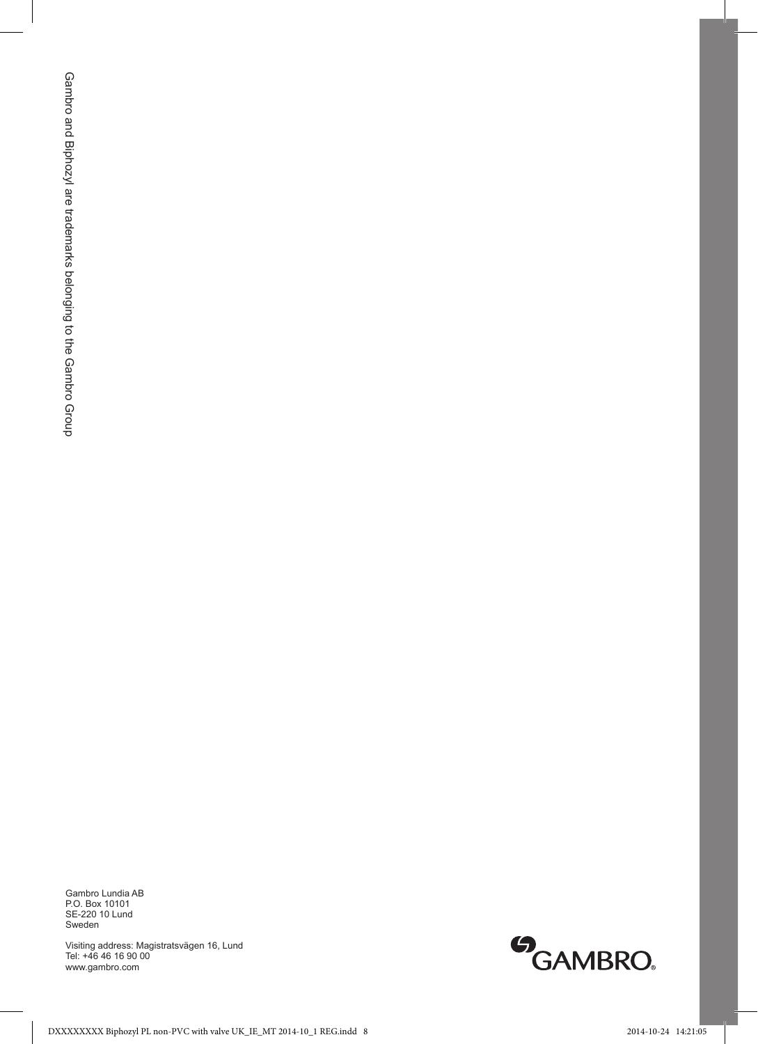Gambro and Biphozyl are trademarks belonging to the Gambro Group

Gambro Lundia AB
P.O. Box 10101
SE-220 10 Lund
Sweden

Visiting address: Magistratsvägen 16, Lund
Tel: +46 46 16 90 00
www.gambro.com

GAMBRO®